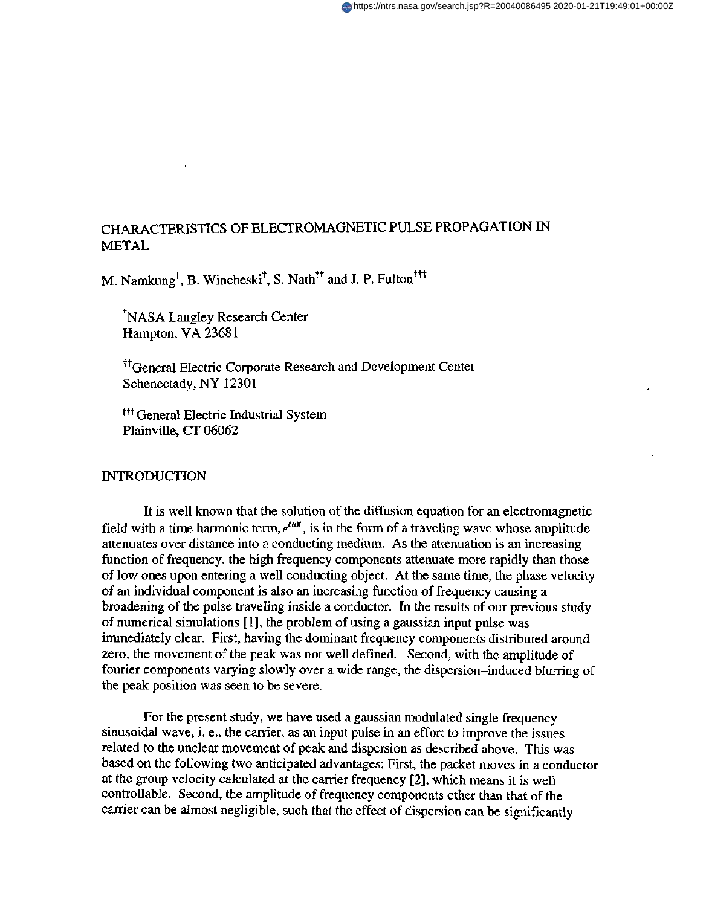# CHARACTERISTICS OF ELECTROMAGNETIC PULSE PROPAGATION IN METAL

M. Namkung[†], B. Wincheski[†], S. Nath[††] and J. P. Fulton[†††]

[†]NASA Langley Research Center
Hampton, VA 23681

[††]General Electric Corporate Research and Development Center
Schenectady, NY 12301

[†††] General Electric Industrial System
Plainville, CT 06062

## INTRODUCTION

It is well known that the solution of the diffusion equation for an electromagnetic field with a time harmonic term, $e^{i\omega t}$, is in the form of a traveling wave whose amplitude attenuates over distance into a conducting medium. As the attenuation is an increasing function of frequency, the high frequency components attenuate more rapidly than those of low ones upon entering a well conducting object. At the same time, the phase velocity of an individual component is also an increasing function of frequency causing a broadening of the pulse traveling inside a conductor. In the results of our previous study of numerical simulations [1], the problem of using a gaussian input pulse was immediately clear. First, having the dominant frequency components distributed around zero, the movement of the peak was not well defined. Second, with the amplitude of fourier components varying slowly over a wide range, the dispersion–induced blurring of the peak position was seen to be severe.

For the present study, we have used a gaussian modulated single frequency sinusoidal wave, i. e., the carrier, as an input pulse in an effort to improve the issues related to the unclear movement of peak and dispersion as described above. This was based on the following two anticipated advantages: First, the packet moves in a conductor at the group velocity calculated at the carrier frequency [2], which means it is well controllable. Second, the amplitude of frequency components other than that of the carrier can be almost negligible, such that the effect of dispersion can be significantly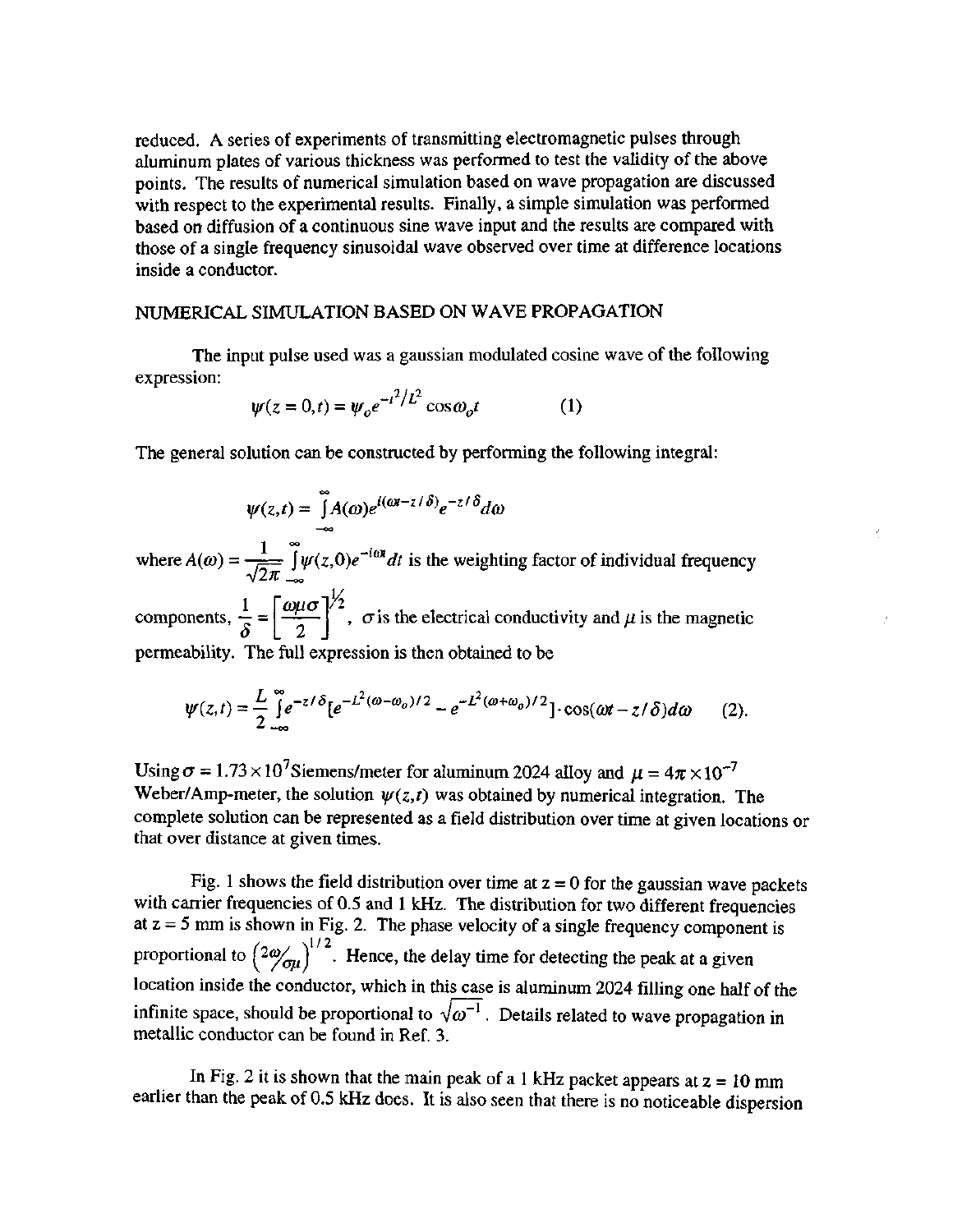reduced. A series of experiments of transmitting electromagnetic pulses through aluminum plates of various thickness was performed to test the validity of the above points. The results of numerical simulation based on wave propagation are discussed with respect to the experimental results. Finally, a simple simulation was performed based on diffusion of a continuous sine wave input and the results are compared with those of a single frequency sinusoidal wave observed over time at difference locations inside a conductor.

## NUMERICAL SIMULATION BASED ON WAVE PROPAGATION

The input pulse used was a gaussian modulated cosine wave of the following expression:

$$\psi(z=0,t) = \psi_o e^{-t^2/L^2} \cos\omega_o t \qquad (1)$$

The general solution can be constructed by performing the following integral:

$$\psi(z,t) = \int_{-\infty}^{\infty} A(\omega) e^{i(\omega t - z/\delta)} e^{-z/\delta} d\omega$$

where $A(\omega) = \frac{1}{\sqrt{2\pi}} \int_{-\infty}^{\infty} \psi(z,0) e^{-i\omega t} dt$ is the weighting factor of individual frequency components, $\frac{1}{\delta} = \left[\frac{\omega\mu\sigma}{2}\right]^{1/2}$, $\sigma$ is the electrical conductivity and $\mu$ is the magnetic permeability. The full expression is then obtained to be

$$\psi(z,t) = \frac{L}{2} \int_{-\infty}^{\infty} e^{-z/\delta} [e^{-L^2(\omega-\omega_o)/2} - e^{-L^2(\omega+\omega_o)/2}] \cdot \cos(\omega t - z/\delta) d\omega \qquad (2).$$

Using $\sigma = 1.73 \times 10^7$ Siemens/meter for aluminum 2024 alloy and $\mu = 4\pi \times 10^{-7}$ Weber/Amp-meter, the solution $\psi(z,t)$ was obtained by numerical integration. The complete solution can be represented as a field distribution over time at given locations or that over distance at given times.

Fig. 1 shows the field distribution over time at z = 0 for the gaussian wave packets with carrier frequencies of 0.5 and 1 kHz. The distribution for two different frequencies at z = 5 mm is shown in Fig. 2. The phase velocity of a single frequency component is proportional to $\left(2\omega/\sigma\mu\right)^{1/2}$. Hence, the delay time for detecting the peak at a given location inside the conductor, which in this case is aluminum 2024 filling one half of the infinite space, should be proportional to $\sqrt{\omega^{-1}}$. Details related to wave propagation in metallic conductor can be found in Ref. 3.

In Fig. 2 it is shown that the main peak of a 1 kHz packet appears at z = 10 mm earlier than the peak of 0.5 kHz does. It is also seen that there is no noticeable dispersion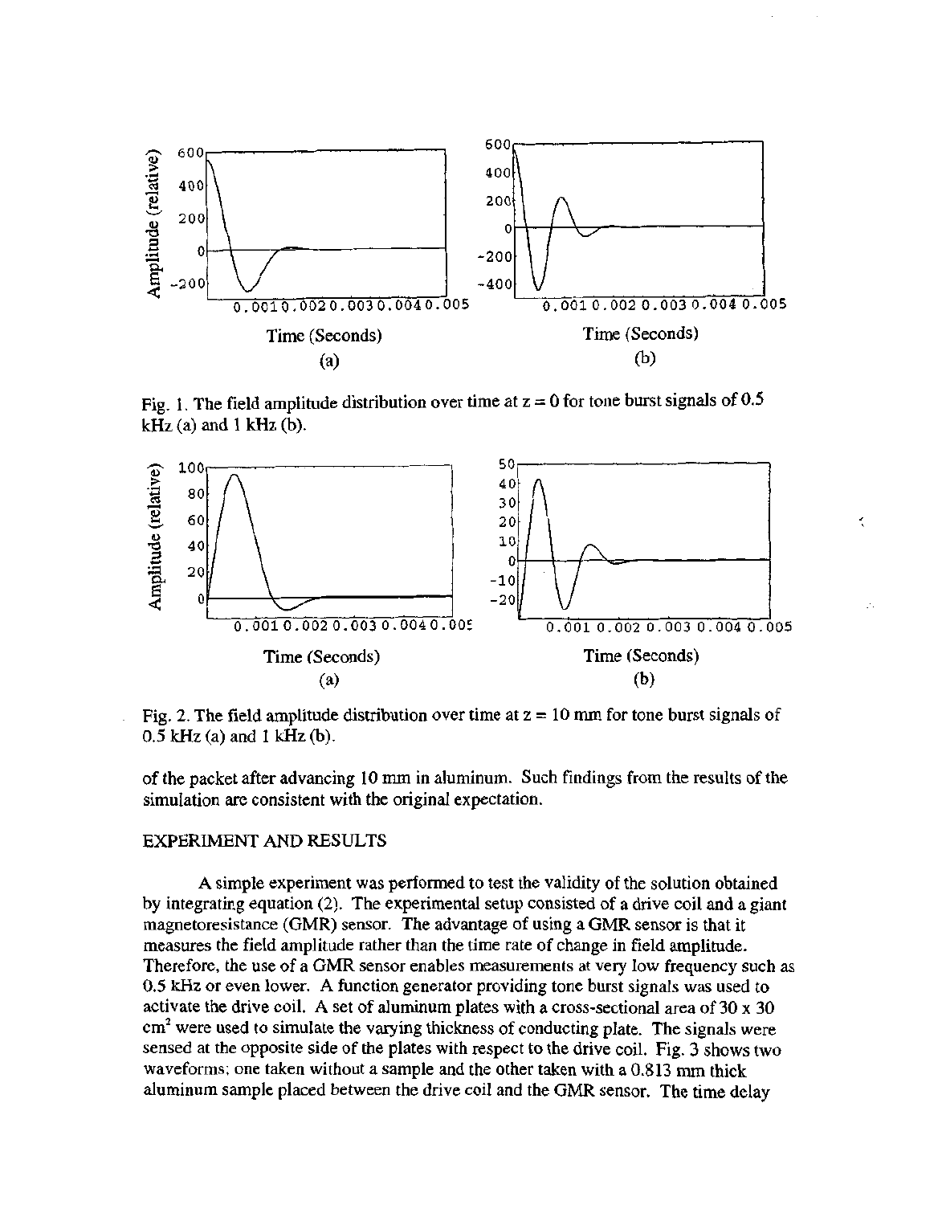Fig. 1. The field amplitude distribution over time at z = 0 for tone burst signals of 0.5 kHz (a) and 1 kHz (b).

Fig. 2. The field amplitude distribution over time at z = 10 mm for tone burst signals of 0.5 kHz (a) and 1 kHz (b).

of the packet after advancing 10 mm in aluminum. Such findings from the results of the simulation are consistent with the original expectation.

## EXPERIMENT AND RESULTS

A simple experiment was performed to test the validity of the solution obtained by integrating equation (2). The experimental setup consisted of a drive coil and a giant magnetoresistance (GMR) sensor. The advantage of using a GMR sensor is that it measures the field amplitude rather than the time rate of change in field amplitude. Therefore, the use of a GMR sensor enables measurements at very low frequency such as 0.5 kHz or even lower. A function generator providing tone burst signals was used to activate the drive coil. A set of aluminum plates with a cross-sectional area of 30 x 30 $cm^2$ were used to simulate the varying thickness of conducting plate. The signals were sensed at the opposite side of the plates with respect to the drive coil. Fig. 3 shows two waveforms; one taken without a sample and the other taken with a 0.813 mm thick aluminum sample placed between the drive coil and the GMR sensor. The time delay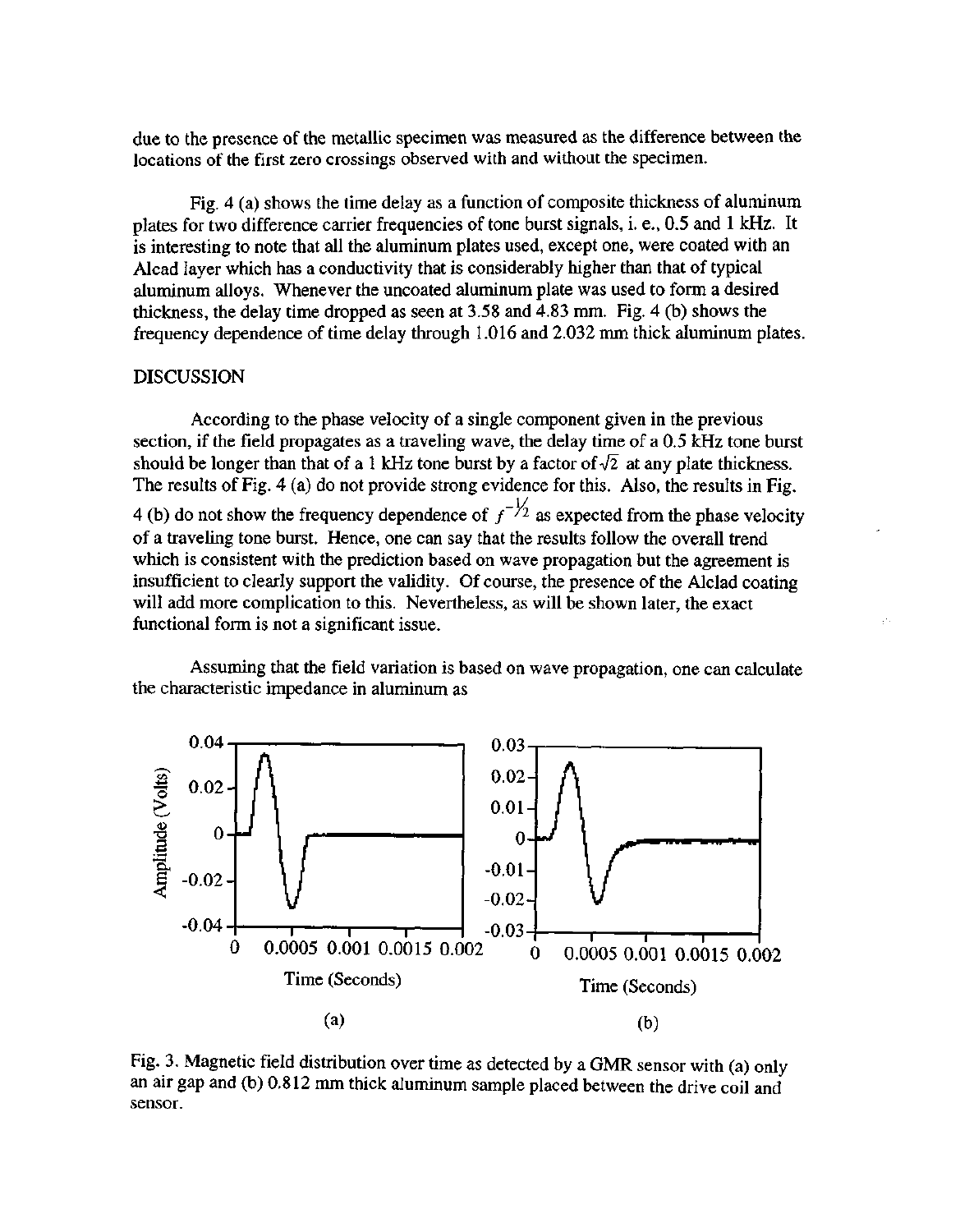due to the presence of the metallic specimen was measured as the difference between the locations of the first zero crossings observed with and without the specimen.

Fig. 4 (a) shows the time delay as a function of composite thickness of aluminum plates for two difference carrier frequencies of tone burst signals, i. e., 0.5 and 1 kHz. It is interesting to note that all the aluminum plates used, except one, were coated with an Alcad layer which has a conductivity that is considerably higher than that of typical aluminum alloys. Whenever the uncoated aluminum plate was used to form a desired thickness, the delay time dropped as seen at 3.58 and 4.83 mm. Fig. 4 (b) shows the frequency dependence of time delay through 1.016 and 2.032 mm thick aluminum plates.

## DISCUSSION

According to the phase velocity of a single component given in the previous section, if the field propagates as a traveling wave, the delay time of a 0.5 kHz tone burst should be longer than that of a 1 kHz tone burst by a factor of $\sqrt{2}$ at any plate thickness. The results of Fig. 4 (a) do not provide strong evidence for this. Also, the results in Fig. 4 (b) do not show the frequency dependence of $f^{-1/2}$ as expected from the phase velocity of a traveling tone burst. Hence, one can say that the results follow the overall trend which is consistent with the prediction based on wave propagation but the agreement is insufficient to clearly support the validity. Of course, the presence of the Alclad coating will add more complication to this. Nevertheless, as will be shown later, the exact functional form is not a significant issue.

Assuming that the field variation is based on wave propagation, one can calculate the characteristic impedance in aluminum as

Fig. 3. Magnetic field distribution over time as detected by a GMR sensor with (a) only an air gap and (b) 0.812 mm thick aluminum sample placed between the drive coil and sensor.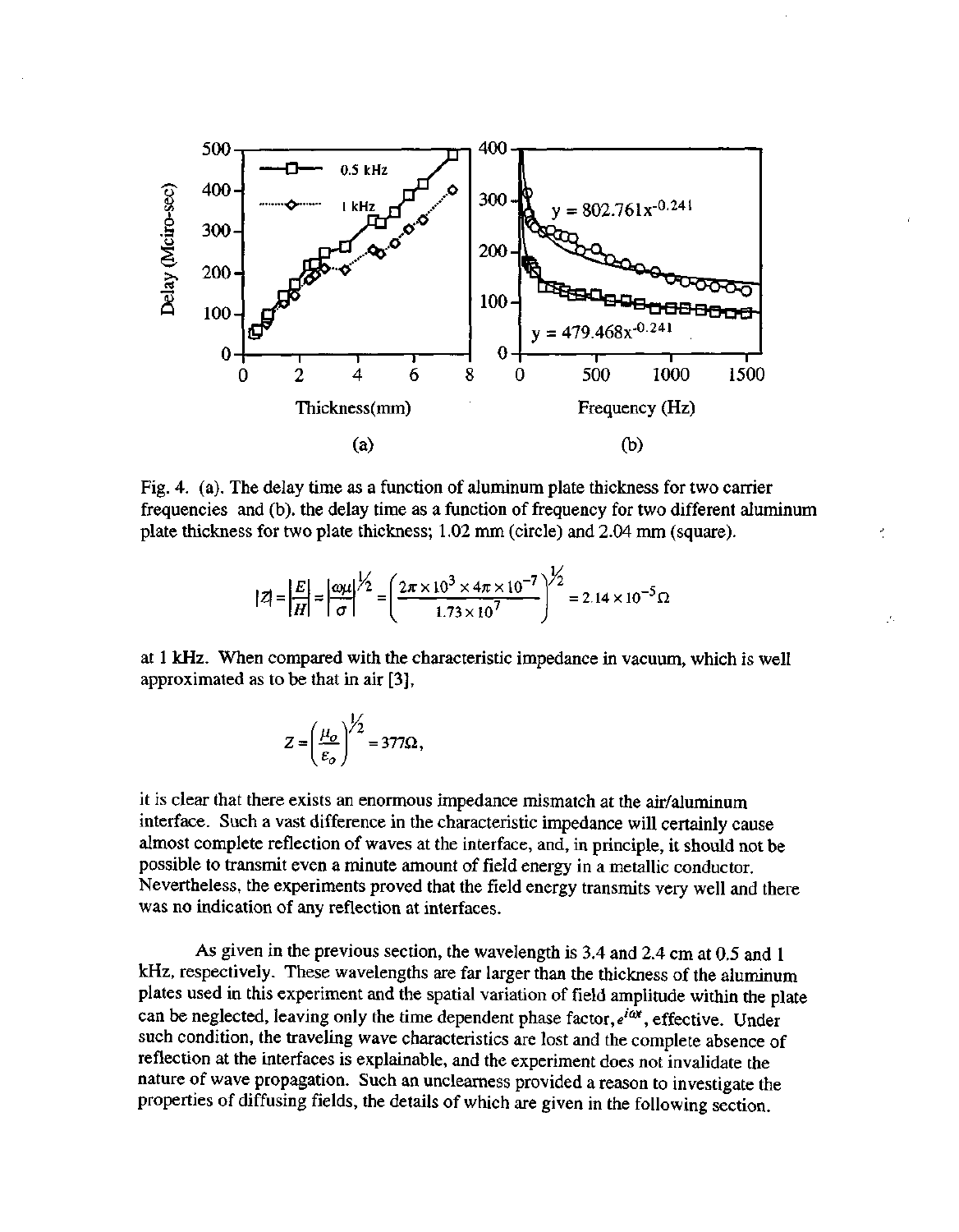Fig. 4. (a). The delay time as a function of aluminum plate thickness for two carrier frequencies and (b). the delay time as a function of frequency for two different aluminum plate thickness for two plate thickness; 1.02 mm (circle) and 2.04 mm (square).

$$|Z| = \left|\frac{E}{H}\right| = \left|\frac{\omega\mu}{\sigma}\right|^{1/2} = \left(\frac{2\pi \times 10^3 \times 4\pi \times 10^{-7}}{1.73 \times 10^7}\right)^{1/2} = 2.14 \times 10^{-5}\Omega$$

at 1 kHz. When compared with the characteristic impedance in vacuum, which is well approximated as to be that in air [3],

$$Z = \left(\frac{\mu_o}{\varepsilon_o}\right)^{1/2} = 377\Omega,$$

it is clear that there exists an enormous impedance mismatch at the air/aluminum interface. Such a vast difference in the characteristic impedance will certainly cause almost complete reflection of waves at the interface, and, in principle, it should not be possible to transmit even a minute amount of field energy in a metallic conductor. Nevertheless, the experiments proved that the field energy transmits very well and there was no indication of any reflection at interfaces.

As given in the previous section, the wavelength is 3.4 and 2.4 cm at 0.5 and 1 kHz, respectively. These wavelengths are far larger than the thickness of the aluminum plates used in this experiment and the spatial variation of field amplitude within the plate can be neglected, leaving only the time dependent phase factor, $e^{i\omega t}$, effective. Under such condition, the traveling wave characteristics are lost and the complete absence of reflection at the interfaces is explainable, and the experiment does not invalidate the nature of wave propagation. Such an unclearness provided a reason to investigate the properties of diffusing fields, the details of which are given in the following section.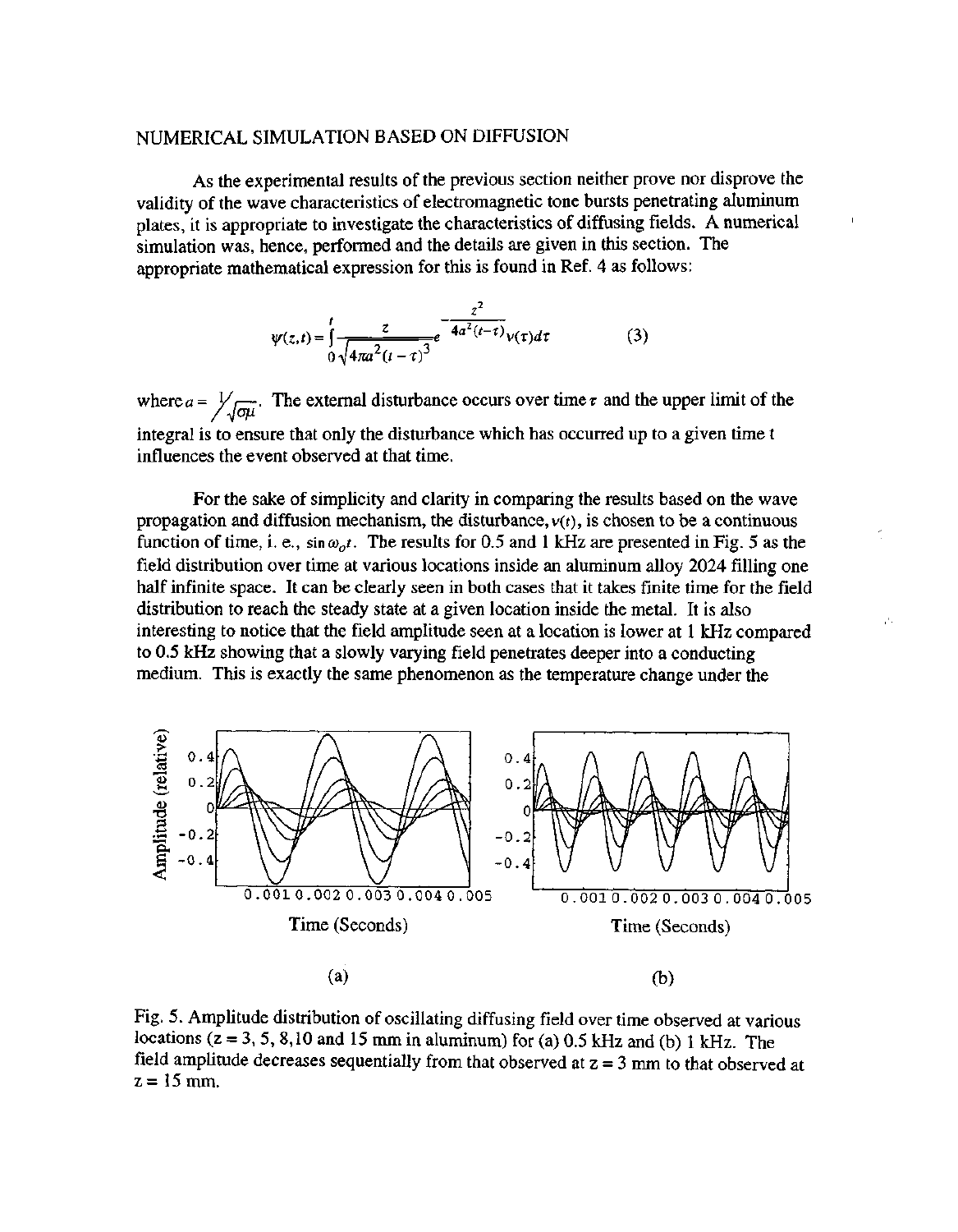## NUMERICAL SIMULATION BASED ON DIFFUSION

As the experimental results of the previous section neither prove nor disprove the validity of the wave characteristics of electromagnetic tone bursts penetrating aluminum plates, it is appropriate to investigate the characteristics of diffusing fields. A numerical simulation was, hence, performed and the details are given in this section. The appropriate mathematical expression for this is found in Ref. 4 as follows:

$$\psi(z,t) = \int_0^t \frac{z}{\sqrt{4\pi a^2 (t-\tau)^3}} e^{-\frac{z^2}{4a^2(t-\tau)}} v(\tau) d\tau \qquad (3)$$

where $a = 1/\sqrt{\sigma\mu}$. The external disturbance occurs over time $\tau$ and the upper limit of the integral is to ensure that only the disturbance which has occurred up to a given time t influences the event observed at that time.

For the sake of simplicity and clarity in comparing the results based on the wave propagation and diffusion mechanism, the disturbance, $v(t)$, is chosen to be a continuous function of time, i. e., $\sin \omega_o t$. The results for 0.5 and 1 kHz are presented in Fig. 5 as the field distribution over time at various locations inside an aluminum alloy 2024 filling one half infinite space. It can be clearly seen in both cases that it takes finite time for the field distribution to reach the steady state at a given location inside the metal. It is also interesting to notice that the field amplitude seen at a location is lower at 1 kHz compared to 0.5 kHz showing that a slowly varying field penetrates deeper into a conducting medium. This is exactly the same phenomenon as the temperature change under the

Fig. 5. Amplitude distribution of oscillating diffusing field over time observed at various locations (z = 3, 5, 8, 10 and 15 mm in aluminum) for (a) 0.5 kHz and (b) 1 kHz. The field amplitude decreases sequentially from that observed at z = 3 mm to that observed at z = 15 mm.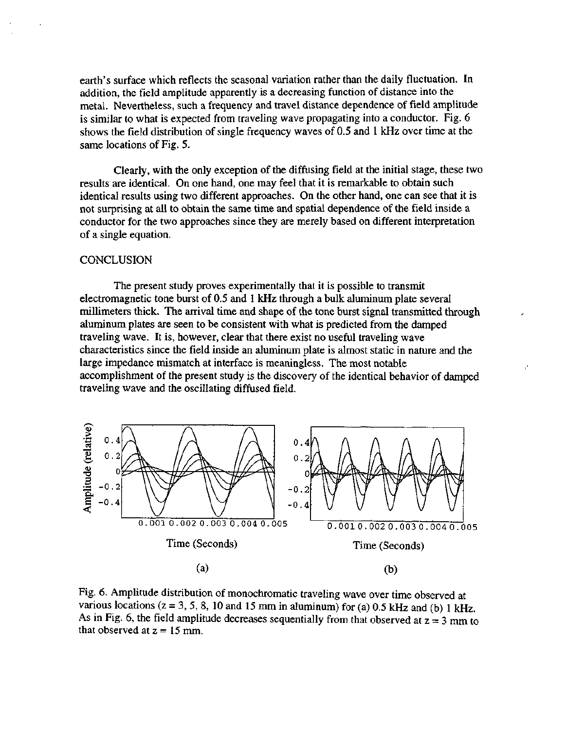earth's surface which reflects the seasonal variation rather than the daily fluctuation. In addition, the field amplitude apparently is a decreasing function of distance into the metal. Nevertheless, such a frequency and travel distance dependence of field amplitude is similar to what is expected from traveling wave propagating into a conductor. Fig. 6 shows the field distribution of single frequency waves of 0.5 and 1 kHz over time at the same locations of Fig. 5.

Clearly, with the only exception of the diffusing field at the initial stage, these two results are identical. On one hand, one may feel that it is remarkable to obtain such identical results using two different approaches. On the other hand, one can see that it is not surprising at all to obtain the same time and spatial dependence of the field inside a conductor for the two approaches since they are merely based on different interpretation of a single equation.

## CONCLUSION

The present study proves experimentally that it is possible to transmit electromagnetic tone burst of 0.5 and 1 kHz through a bulk aluminum plate several millimeters thick. The arrival time and shape of the tone burst signal transmitted through aluminum plates are seen to be consistent with what is predicted from the damped traveling wave. It is, however, clear that there exist no useful traveling wave characteristics since the field inside an aluminum plate is almost static in nature and the large impedance mismatch at interface is meaningless. The most notable accomplishment of the present study is the discovery of the identical behavior of damped traveling wave and the oscillating diffused field.

Fig. 6. Amplitude distribution of monochromatic traveling wave over time observed at various locations (z = 3, 5, 8, 10 and 15 mm in aluminum) for (a) 0.5 kHz and (b) 1 kHz. As in Fig. 6, the field amplitude decreases sequentially from that observed at z = 3 mm to that observed at z = 15 mm.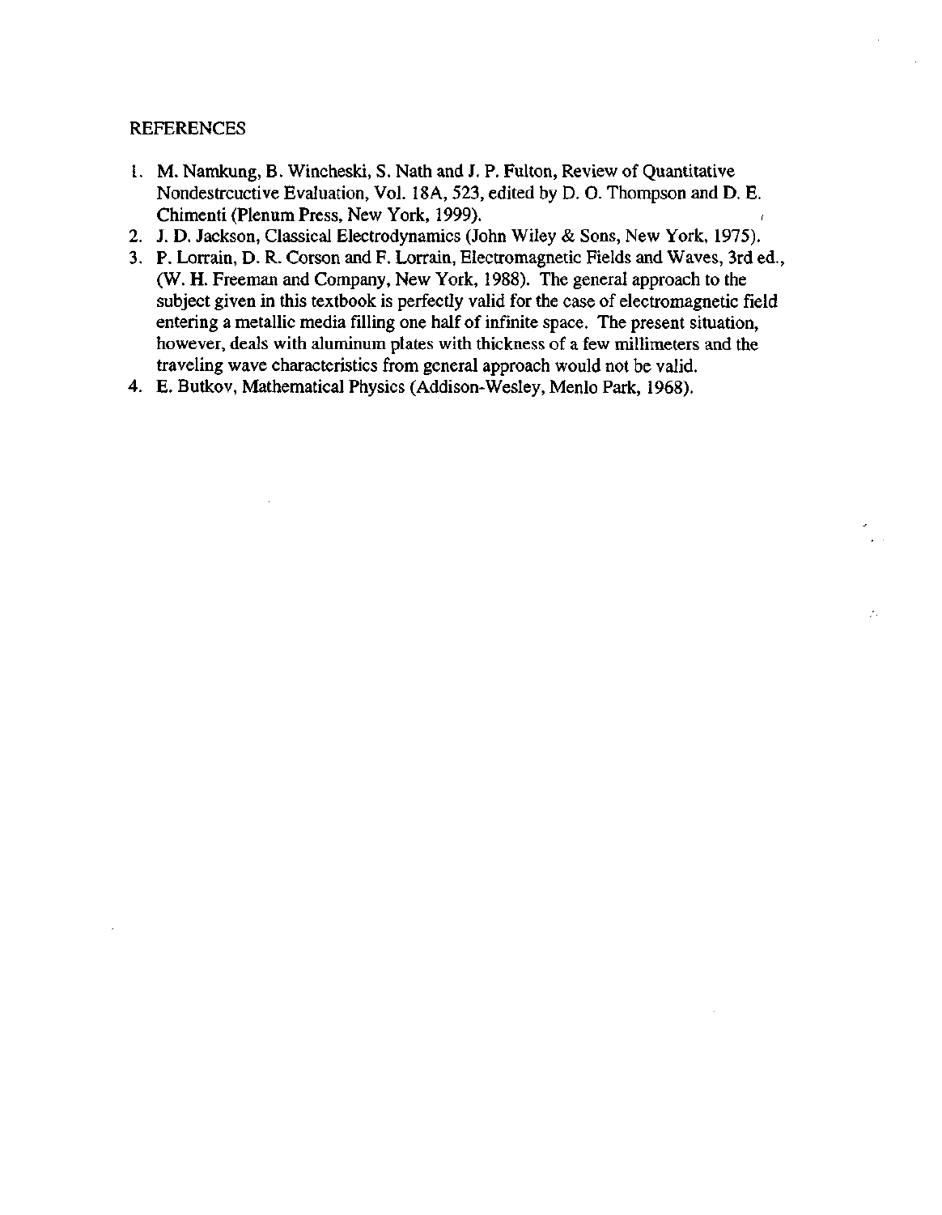## REFERENCES

1. M. Namkung, B. Wincheski, S. Nath and J. P. Fulton, Review of Quantitative Nondestrcuctive Evaluation, Vol. 18A, 523, edited by D. O. Thompson and D. E. Chimenti (Plenum Press, New York, 1999).
2. J. D. Jackson, Classical Electrodynamics (John Wiley & Sons, New York, 1975).
3. P. Lorrain, D. R. Corson and F. Lorrain, Electromagnetic Fields and Waves, 3rd ed., (W. H. Freeman and Company, New York, 1988). The general approach to the subject given in this textbook is perfectly valid for the case of electromagnetic field entering a metallic media filling one half of infinite space. The present situation, however, deals with aluminum plates with thickness of a few millimeters and the traveling wave characteristics from general approach would not be valid.
4. E. Butkov, Mathematical Physics (Addison-Wesley, Menlo Park, 1968).